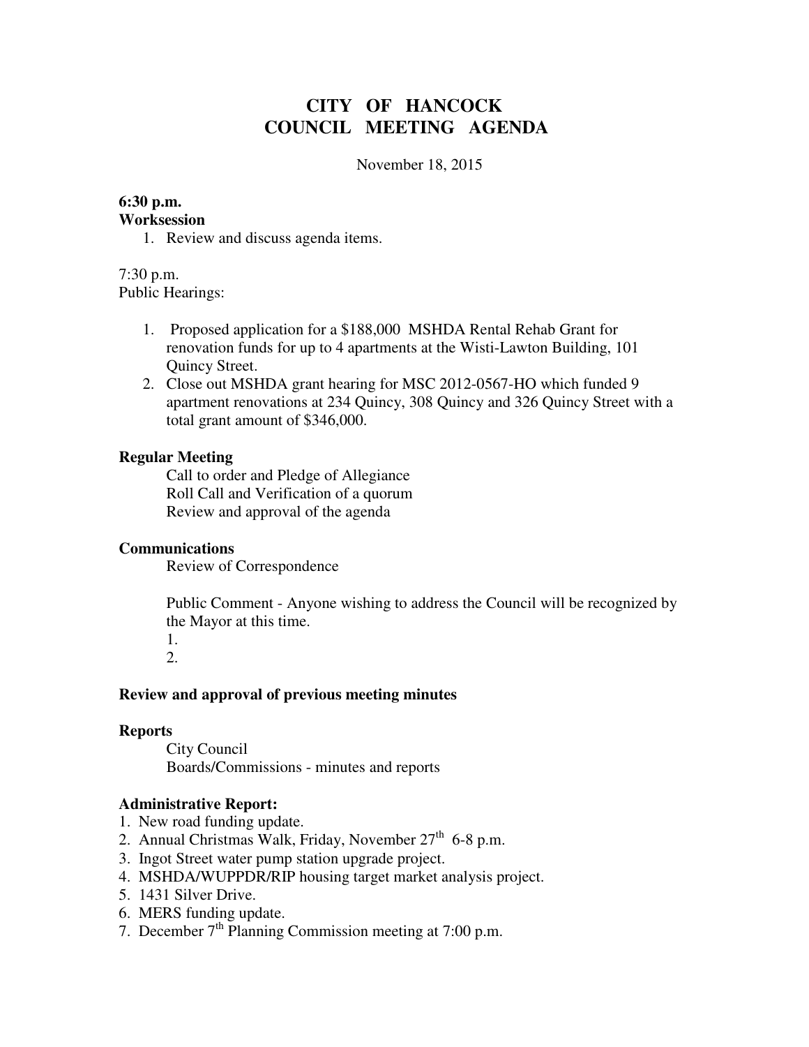# CITY OF HANCOCK
# COUNCIL MEETING AGENDA

November 18, 2015

**6:30 p.m.**
**Worksession**

1. Review and discuss agenda items.

7:30 p.m.
Public Hearings:

1. Proposed application for a $188,000 MSHDA Rental Rehab Grant for renovation funds for up to 4 apartments at the Wisti-Lawton Building, 101 Quincy Street.
2. Close out MSHDA grant hearing for MSC 2012-0567-HO which funded 9 apartment renovations at 234 Quincy, 308 Quincy and 326 Quincy Street with a total grant amount of $346,000.

**Regular Meeting**

Call to order and Pledge of Allegiance
Roll Call and Verification of a quorum
Review and approval of the agenda

**Communications**

Review of Correspondence

Public Comment - Anyone wishing to address the Council will be recognized by the Mayor at this time.
1.
2.

**Review and approval of previous meeting minutes**

**Reports**

City Council
Boards/Commissions - minutes and reports

**Administrative Report:**

1. New road funding update.
2. Annual Christmas Walk, Friday, November 27th 6-8 p.m.
3. Ingot Street water pump station upgrade project.
4. MSHDA/WUPPDR/RIP housing target market analysis project.
5. 1431 Silver Drive.
6. MERS funding update.
7. December 7th Planning Commission meeting at 7:00 p.m.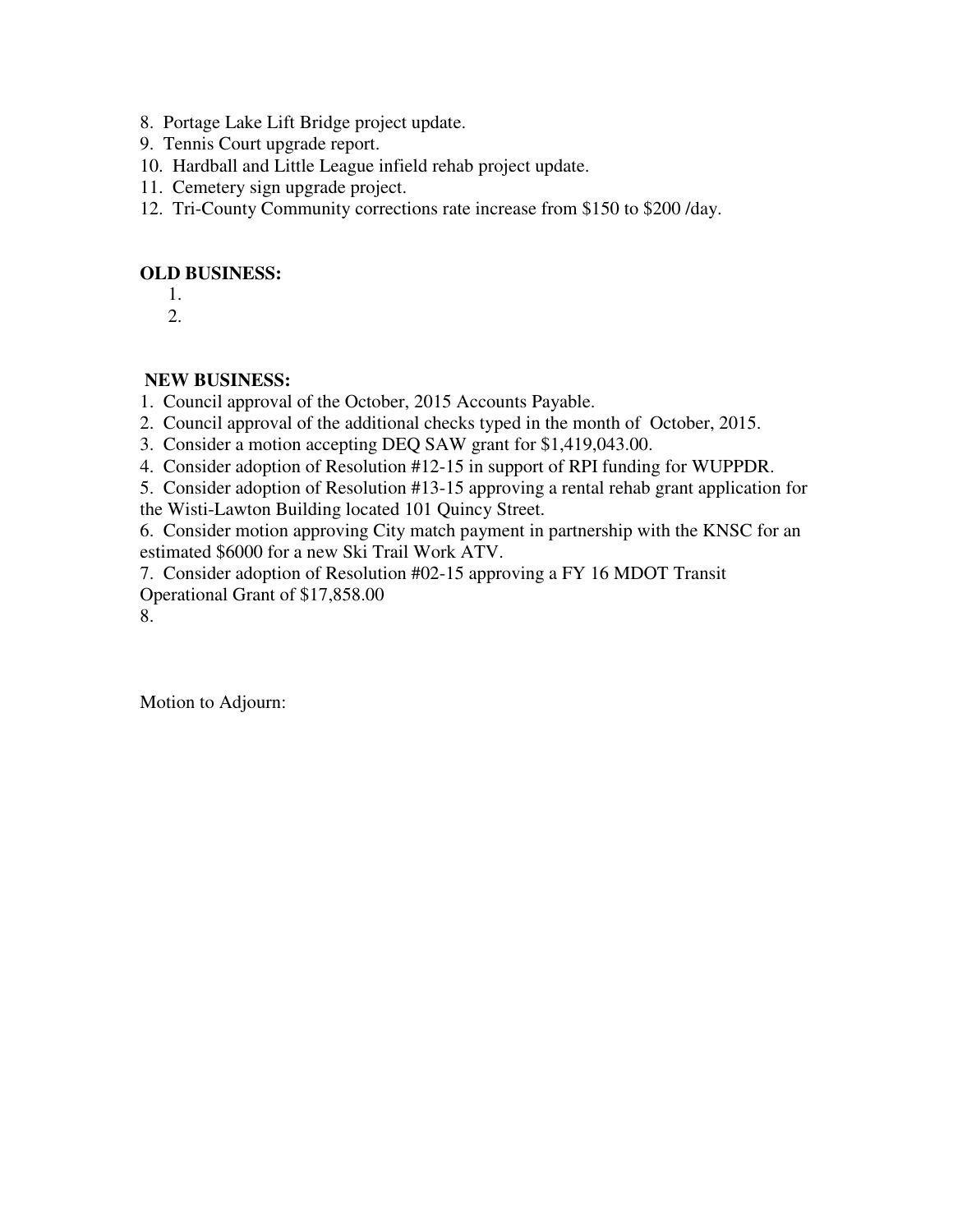8. Portage Lake Lift Bridge project update.
9. Tennis Court upgrade report.
10. Hardball and Little League infield rehab project update.
11. Cemetery sign upgrade project.
12. Tri-County Community corrections rate increase from $150 to $200 /day.

**OLD BUSINESS:**

1.
2.

**NEW BUSINESS:**

1. Council approval of the October, 2015 Accounts Payable.
2. Council approval of the additional checks typed in the month of October, 2015.
3. Consider a motion accepting DEQ SAW grant for $1,419,043.00.
4. Consider adoption of Resolution #12-15 in support of RPI funding for WUPPDR.
5. Consider adoption of Resolution #13-15 approving a rental rehab grant application for the Wisti-Lawton Building located 101 Quincy Street.
6. Consider motion approving City match payment in partnership with the KNSC for an estimated $6000 for a new Ski Trail Work ATV.
7. Consider adoption of Resolution #02-15 approving a FY 16 MDOT Transit Operational Grant of $17,858.00
8.

Motion to Adjourn: